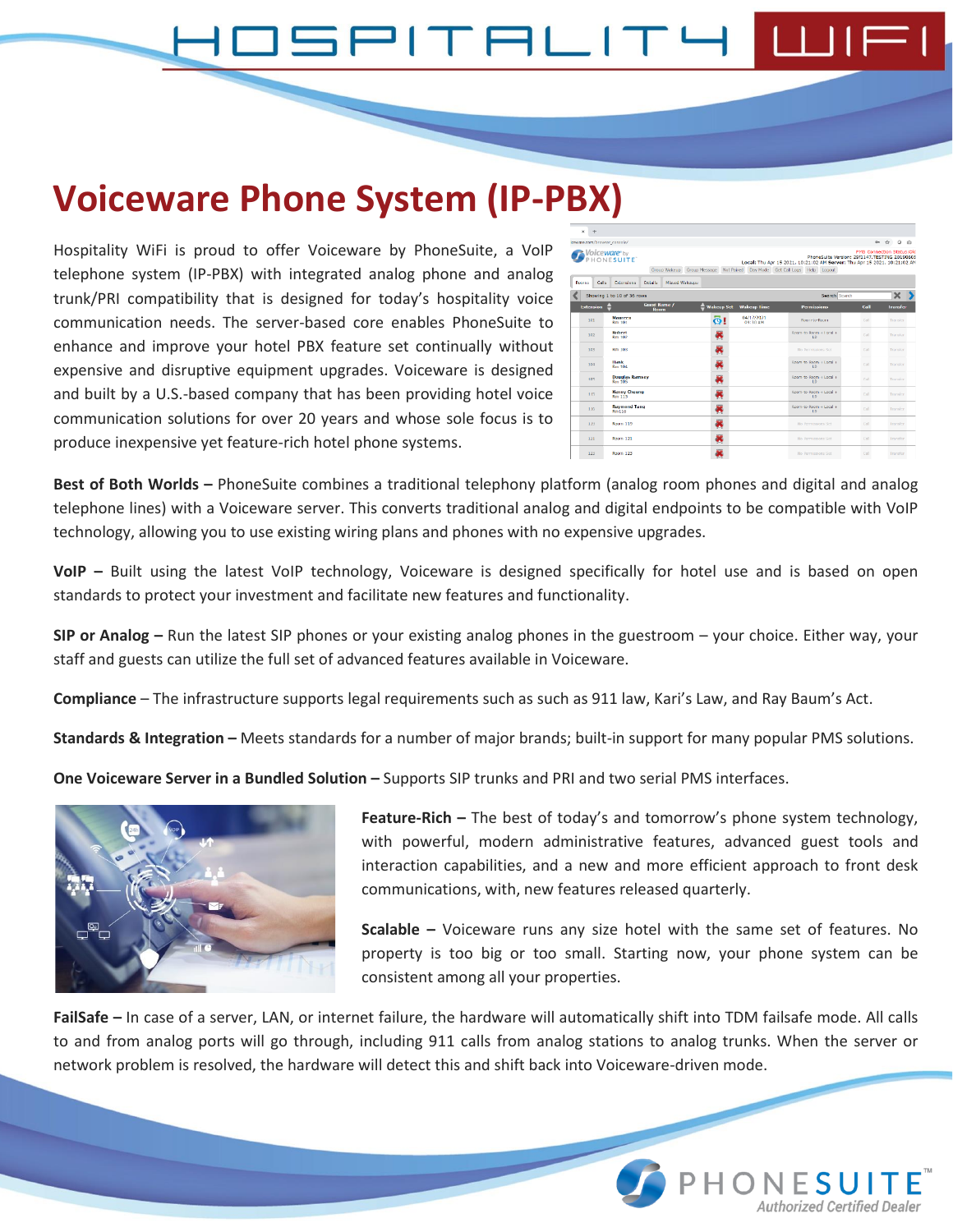# Voiceware Phone System (IP-PBX)

Hospitality WiFi is proud to offer Voiceware by PhoneSuite, a VoIP telephone system (IP-PBX) with integrated analog phone and analog trunk/PRI compatibility that is designed for today's hospitality voice communication needs. The server-based core enables PhoneSuite to enhance and improve your hotel PBX feature set continually without expensive and disruptive equipment upgrades. Voiceware is designed and built by a U.S.-based company that has been providing hotel voice communication solutions for over 20 years and whose sole focus is to produce inexpensive yet feature-rich hotel phone systems.

**Best of Both Worlds –** PhoneSuite combines a traditional telephony platform (analog room phones and digital and analog telephone lines) with a Voiceware server. This converts traditional analog and digital endpoints to be compatible with VoIP technology, allowing you to use existing wiring plans and phones with no expensive upgrades.

**VoIP –** Built using the latest VoIP technology, Voiceware is designed specifically for hotel use and is based on open standards to protect your investment and facilitate new features and functionality.

**SIP or Analog –** Run the latest SIP phones or your existing analog phones in the guestroom – your choice. Either way, your staff and guests can utilize the full set of advanced features available in Voiceware.

**Compliance** – The infrastructure supports legal requirements such as such as 911 law, Kari's Law, and Ray Baum's Act.

**Standards & Integration –** Meets standards for a number of major brands; built-in support for many popular PMS solutions.

**One Voiceware Server in a Bundled Solution –** Supports SIP trunks and PRI and two serial PMS interfaces.

**Feature-Rich –** The best of today's and tomorrow's phone system technology, with powerful, modern administrative features, advanced guest tools and interaction capabilities, and a new and more efficient approach to front desk communications, with, new features released quarterly.

**Scalable –** Voiceware runs any size hotel with the same set of features. No property is too big or too small. Starting now, your phone system can be consistent among all your properties.

**FailSafe –** In case of a server, LAN, or internet failure, the hardware will automatically shift into TDM failsafe mode. All calls to and from analog ports will go through, including 911 calls from analog stations to analog trunks. When the server or network problem is resolved, the hardware will detect this and shift back into Voiceware-driven mode.

PHONESUITE™ Authorized Certified Dealer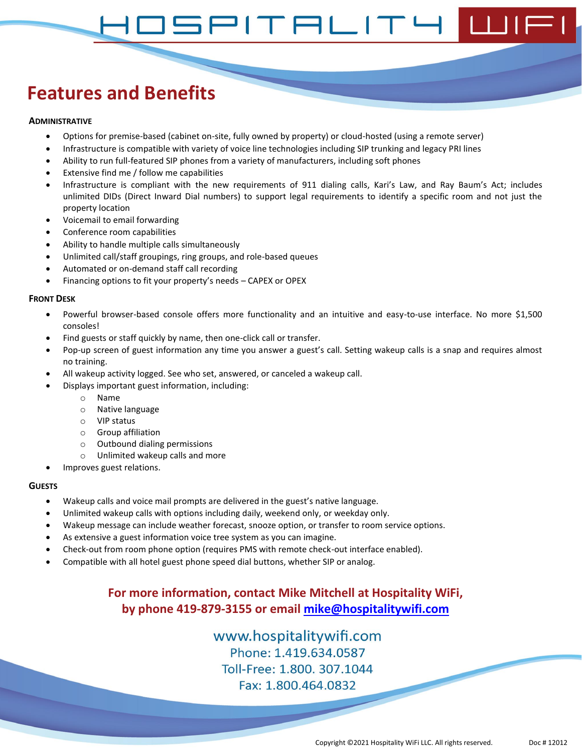# HOSPITALITY WIFI

## Features and Benefits

### Administrative

- Options for premise-based (cabinet on-site, fully owned by property) or cloud-hosted (using a remote server)
- Infrastructure is compatible with variety of voice line technologies including SIP trunking and legacy PRI lines
- Ability to run full-featured SIP phones from a variety of manufacturers, including soft phones
- Extensive find me / follow me capabilities
- Infrastructure is compliant with the new requirements of 911 dialing calls, Kari's Law, and Ray Baum's Act; includes unlimited DIDs (Direct Inward Dial numbers) to support legal requirements to identify a specific room and not just the property location
- Voicemail to email forwarding
- Conference room capabilities
- Ability to handle multiple calls simultaneously
- Unlimited call/staff groupings, ring groups, and role-based queues
- Automated or on-demand staff call recording
- Financing options to fit your property's needs – CAPEX or OPEX

### Front Desk

- Powerful browser-based console offers more functionality and an intuitive and easy-to-use interface. No more $1,500 consoles!
- Find guests or staff quickly by name, then one-click call or transfer.
- Pop-up screen of guest information any time you answer a guest's call. Setting wakeup calls is a snap and requires almost no training.
- All wakeup activity logged. See who set, answered, or canceled a wakeup call.
- Displays important guest information, including:
  - Name
  - Native language
  - VIP status
  - Group affiliation
  - Outbound dialing permissions
  - Unlimited wakeup calls and more
- Improves guest relations.

### Guests

- Wakeup calls and voice mail prompts are delivered in the guest's native language.
- Unlimited wakeup calls with options including daily, weekend only, or weekday only.
- Wakeup message can include weather forecast, snooze option, or transfer to room service options.
- As extensive a guest information voice tree system as you can imagine.
- Check-out from room phone option (requires PMS with remote check-out interface enabled).
- Compatible with all hotel guest phone speed dial buttons, whether SIP or analog.

**For more information, contact Mike Mitchell at Hospitality WiFi, by phone 419-879-3155 or email mike@hospitalitywifi.com**

www.hospitalitywifi.com
Phone: 1.419.634.0587
Toll-Free: 1.800. 307.1044
Fax: 1.800.464.0832

Copyright ©2021 Hospitality WiFi LLC. All rights reserved. Doc # 12012